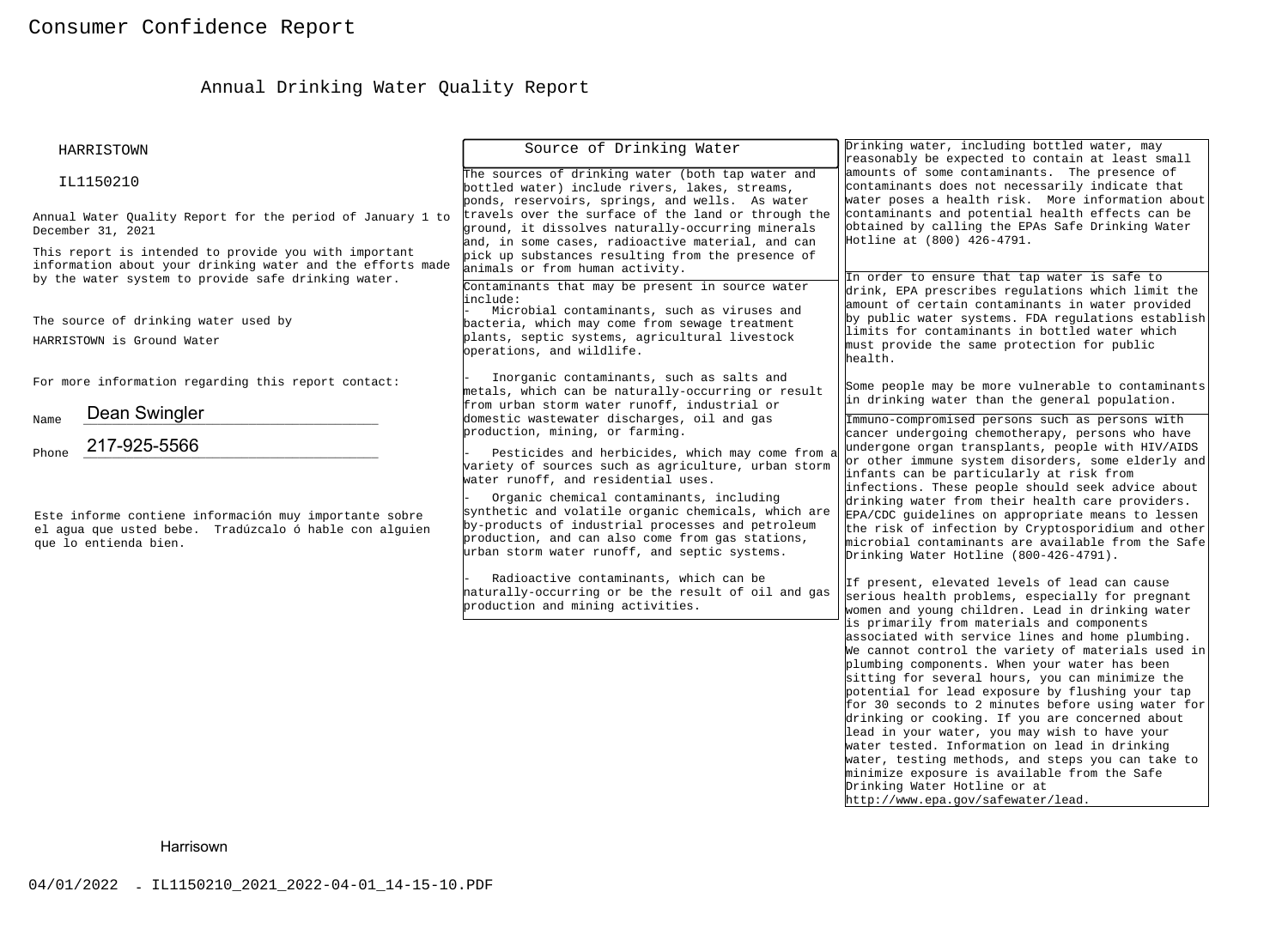# Consumer Confidence Report

## Annual Drinking Water Quality Report

HARRISTOWN

IL1150210

Annual Water Quality Report for the period of January 1 to December 31, 2021

This report is intended to provide you with important information about your drinking water and the efforts made by the water system to provide safe drinking water.

The source of drinking water used by HARRISTOWN is Ground Water

For more information regarding this report contact:

Name Dean Swingler

Phone 217-925-5566

Este informe contiene información muy importante sobre el agua que usted bebe. Tradúzcalo ó hable con alguien que lo entienda bien.

### Source of Drinking Water

The sources of drinking water (both tap water and bottled water) include rivers, lakes, streams, ponds, reservoirs, springs, and wells. As water travels over the surface of the land or through the ground, it dissolves naturally-occurring minerals and, in some cases, radioactive material, and can pick up substances resulting from the presence of animals or from human activity.

Contaminants that may be present in source water include:

- Microbial contaminants, such as viruses and bacteria, which may come from sewage treatment plants, septic systems, agricultural livestock operations, and wildlife.
- Inorganic contaminants, such as salts and metals, which can be naturally-occurring or result from urban storm water runoff, industrial or domestic wastewater discharges, oil and gas production, mining, or farming.
- Pesticides and herbicides, which may come from a variety of sources such as agriculture, urban storm water runoff, and residential uses.
- Organic chemical contaminants, including synthetic and volatile organic chemicals, which are by-products of industrial processes and petroleum production, and can also come from gas stations, urban storm water runoff, and septic systems.
- Radioactive contaminants, which can be naturally-occurring or be the result of oil and gas production and mining activities.

Drinking water, including bottled water, may reasonably be expected to contain at least small amounts of some contaminants. The presence of contaminants does not necessarily indicate that water poses a health risk. More information about contaminants and potential health effects can be obtained by calling the EPAs Safe Drinking Water Hotline at (800) 426-4791.

In order to ensure that tap water is safe to drink, EPA prescribes regulations which limit the amount of certain contaminants in water provided by public water systems. FDA regulations establish limits for contaminants in bottled water which must provide the same protection for public health.

Some people may be more vulnerable to contaminants in drinking water than the general population.

Immuno-compromised persons such as persons with cancer undergoing chemotherapy, persons who have undergone organ transplants, people with HIV/AIDS or other immune system disorders, some elderly and infants can be particularly at risk from infections. These people should seek advice about drinking water from their health care providers. EPA/CDC guidelines on appropriate means to lessen the risk of infection by Cryptosporidium and other microbial contaminants are available from the Safe Drinking Water Hotline (800-426-4791).

If present, elevated levels of lead can cause serious health problems, especially for pregnant women and young children. Lead in drinking water is primarily from materials and components associated with service lines and home plumbing. We cannot control the variety of materials used in plumbing components. When your water has been sitting for several hours, you can minimize the potential for lead exposure by flushing your tap for 30 seconds to 2 minutes before using water for drinking or cooking. If you are concerned about lead in your water, you may wish to have your water tested. Information on lead in drinking water, testing methods, and steps you can take to minimize exposure is available from the Safe Drinking Water Hotline or at http://www.epa.gov/safewater/lead.

Harrisown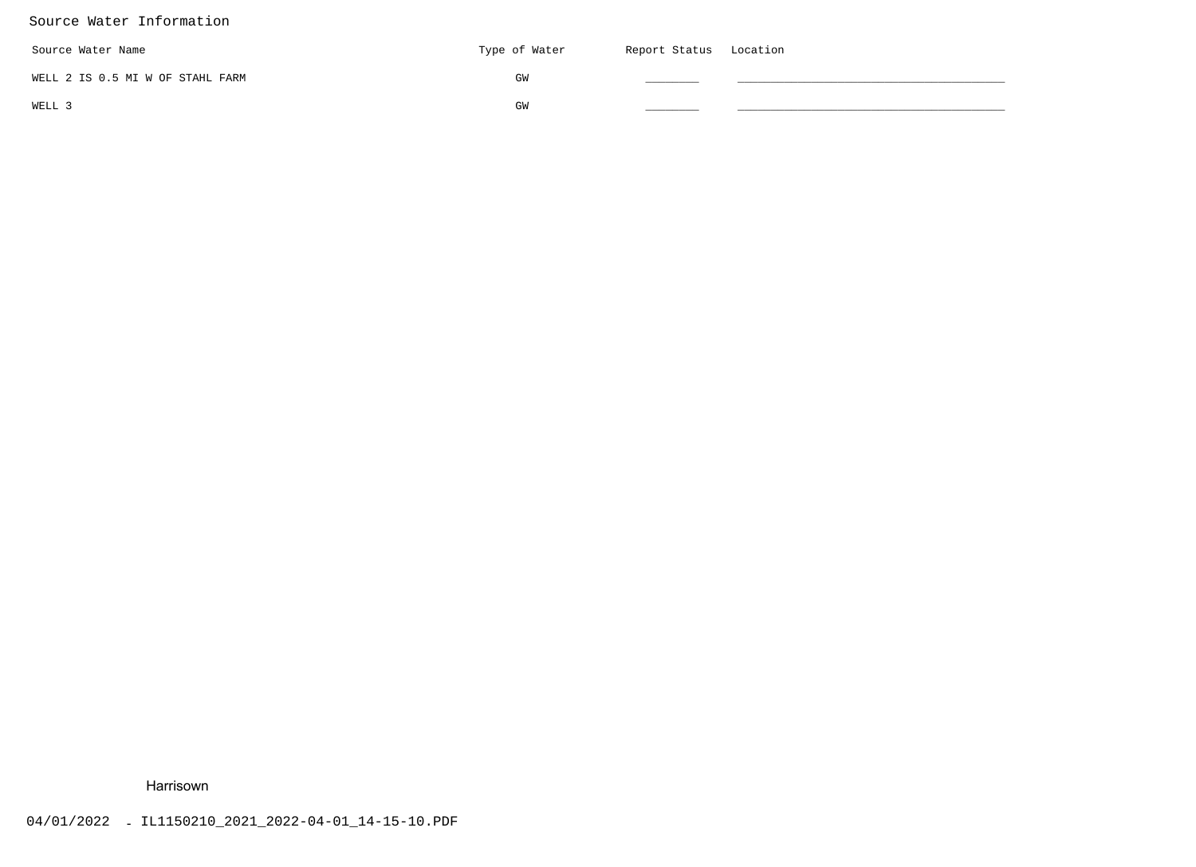## Source Water Information

| Source Water Name | Type of Water | Report Status | Location |
|---|---|---|---|
| WELL 2 IS 0.5 MI W OF STAHL FARM | GW | ________ | ________________________________________ |
| WELL 3 | GW | ________ | ________________________________________ |

Harrisown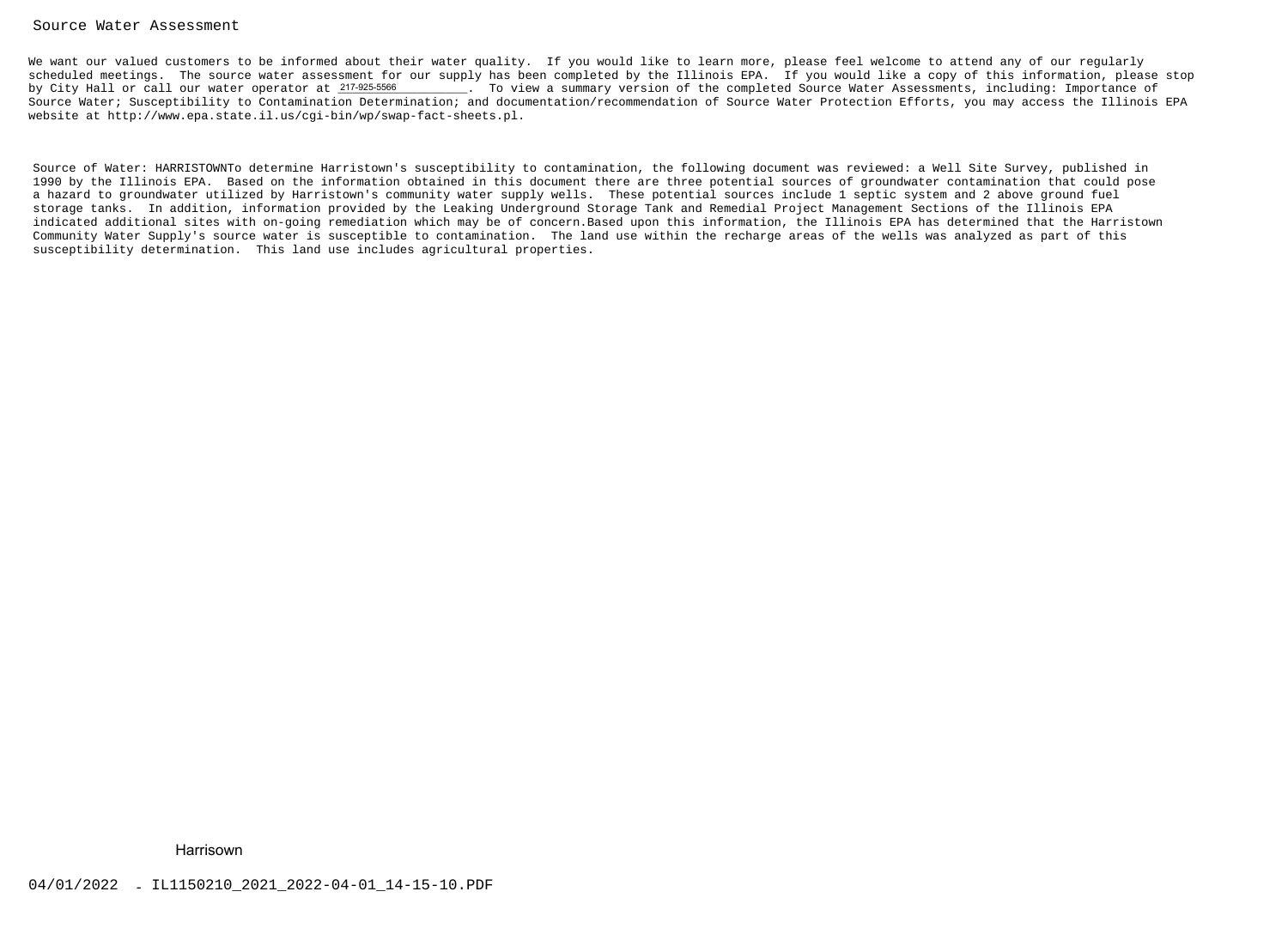## Source Water Assessment

We want our valued customers to be informed about their water quality. If you would like to learn more, please feel welcome to attend any of our regularly scheduled meetings. The source water assessment for our supply has been completed by the Illinois EPA. If you would like a copy of this information, please stop by City Hall or call our water operator at 217-925-5566. To view a summary version of the completed Source Water Assessments, including: Importance of Source Water; Susceptibility to Contamination Determination; and documentation/recommendation of Source Water Protection Efforts, you may access the Illinois EPA website at http://www.epa.state.il.us/cgi-bin/wp/swap-fact-sheets.pl.

Source of Water: HARRISTOWNTo determine Harristown's susceptibility to contamination, the following document was reviewed: a Well Site Survey, published in 1990 by the Illinois EPA. Based on the information obtained in this document there are three potential sources of groundwater contamination that could pose a hazard to groundwater utilized by Harristown's community water supply wells. These potential sources include 1 septic system and 2 above ground fuel storage tanks. In addition, information provided by the Leaking Underground Storage Tank and Remedial Project Management Sections of the Illinois EPA indicated additional sites with on-going remediation which may be of concern.Based upon this information, the Illinois EPA has determined that the Harristown Community Water Supply's source water is susceptible to contamination. The land use within the recharge areas of the wells was analyzed as part of this susceptibility determination. This land use includes agricultural properties.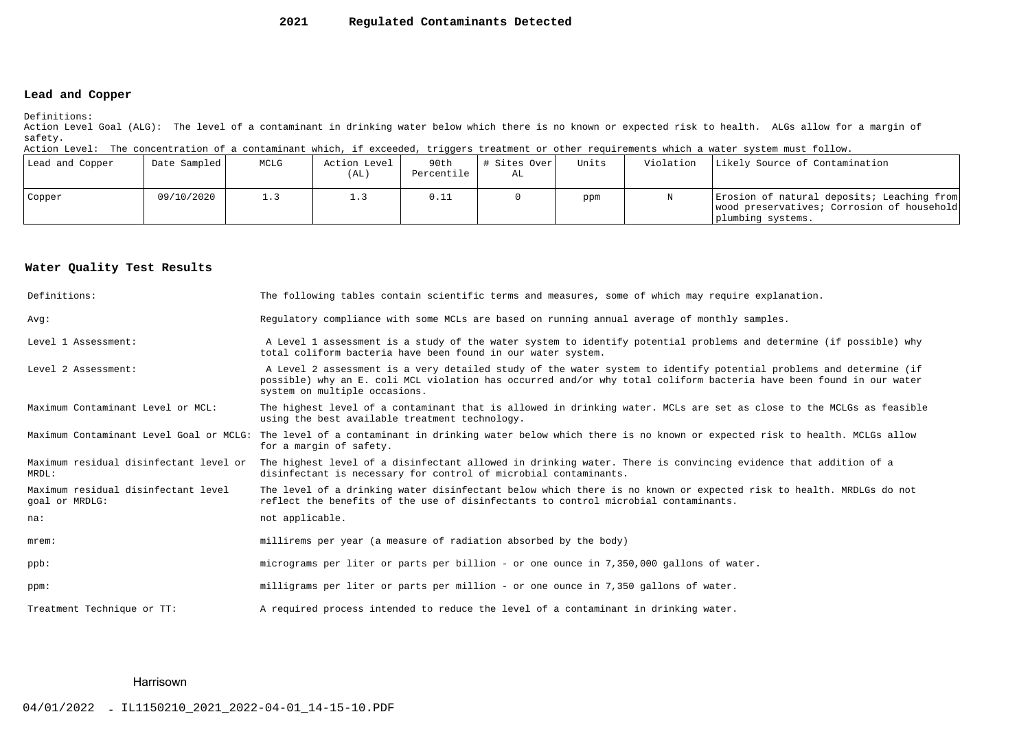# 2021 Regulated Contaminants Detected

## Lead and Copper

Definitions:

Action Level Goal (ALG): The level of a contaminant in drinking water below which there is no known or expected risk to health. ALGs allow for a margin of safety.

Action Level: The concentration of a contaminant which, if exceeded, triggers treatment or other requirements which a water system must follow.

| Lead and Copper | Date Sampled | MCLG | Action Level (AL) | 90th Percentile | # Sites Over AL | Units | Violation | Likely Source of Contamination |
|---|---|---|---|---|---|---|---|---|
| Copper | 09/10/2020 | 1.3 | 1.3 | 0.11 | 0 | ppm | N | Erosion of natural deposits; Leaching from wood preservatives; Corrosion of household plumbing systems. |

## Water Quality Test Results

| | |
|---|---|
| Definitions: | The following tables contain scientific terms and measures, some of which may require explanation. |
| Avg: | Regulatory compliance with some MCLs are based on running annual average of monthly samples. |
| Level 1 Assessment: | A Level 1 assessment is a study of the water system to identify potential problems and determine (if possible) why total coliform bacteria have been found in our water system. |
| Level 2 Assessment: | A Level 2 assessment is a very detailed study of the water system to identify potential problems and determine (if possible) why an E. coli MCL violation has occurred and/or why total coliform bacteria have been found in our water system on multiple occasions. |
| Maximum Contaminant Level or MCL: | The highest level of a contaminant that is allowed in drinking water. MCLs are set as close to the MCLGs as feasible using the best available treatment technology. |
| Maximum Contaminant Level Goal or MCLG: | The level of a contaminant in drinking water below which there is no known or expected risk to health. MCLGs allow for a margin of safety. |
| Maximum residual disinfectant level or MRDL: | The highest level of a disinfectant allowed in drinking water. There is convincing evidence that addition of a disinfectant is necessary for control of microbial contaminants. |
| Maximum residual disinfectant level goal or MRDLG: | The level of a drinking water disinfectant below which there is no known or expected risk to health. MRDLGs do not reflect the benefits of the use of disinfectants to control microbial contaminants. |
| na: | not applicable. |
| mrem: | millirems per year (a measure of radiation absorbed by the body) |
| ppb: | micrograms per liter or parts per billion - or one ounce in 7,350,000 gallons of water. |
| ppm: | milligrams per liter or parts per million - or one ounce in 7,350 gallons of water. |
| Treatment Technique or TT: | A required process intended to reduce the level of a contaminant in drinking water. |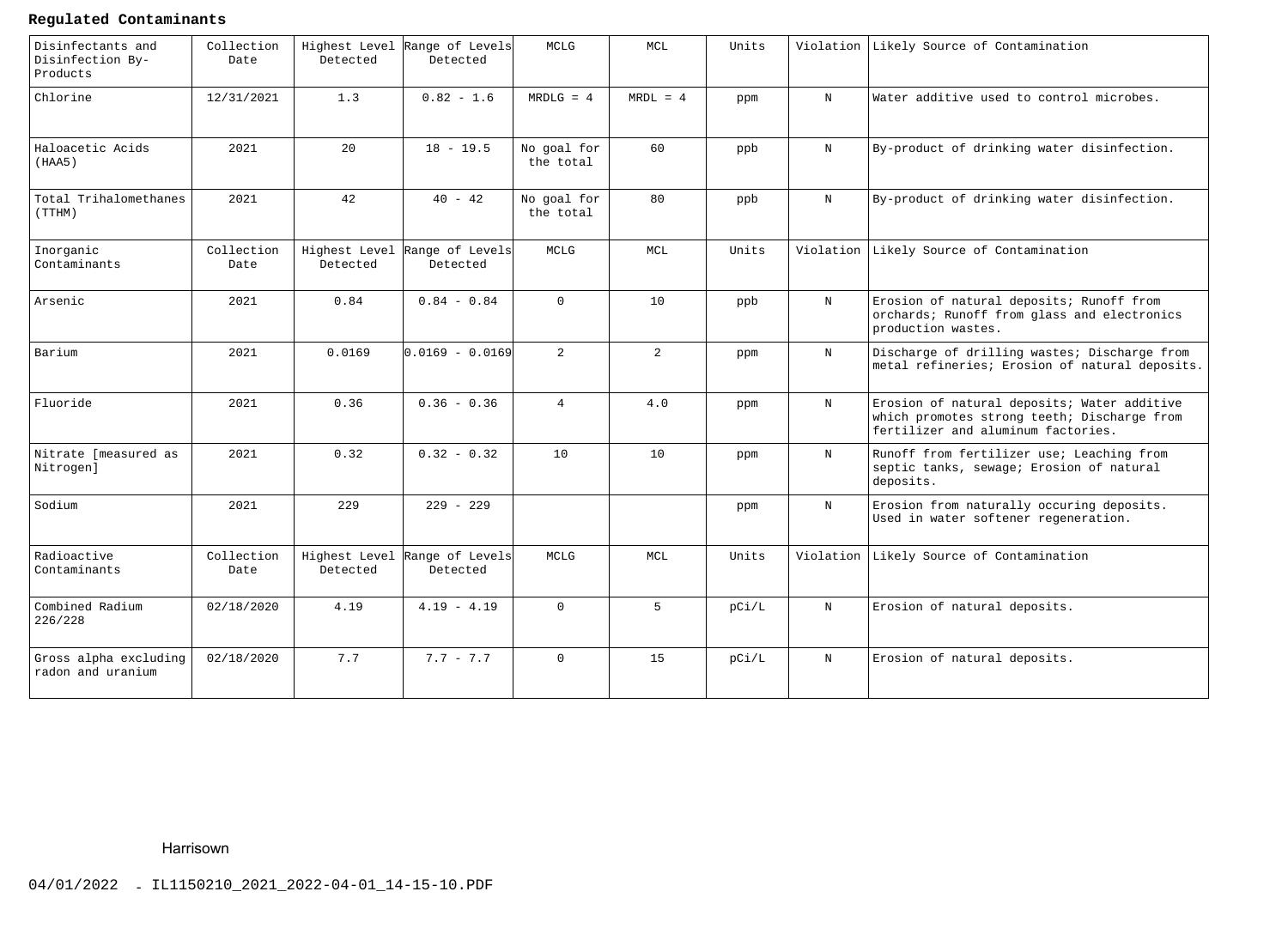**Regulated Contaminants**

| Disinfectants and Disinfection By-Products | Collection Date | Highest Level Detected | Range of Levels Detected | MCLG | MCL | Units | Violation | Likely Source of Contamination |
|---|---|---|---|---|---|---|---|---|
| Chlorine | 12/31/2021 | 1.3 | 0.82 - 1.6 | MRDLG = 4 | MRDL = 4 | ppm | N | Water additive used to control microbes. |
| Haloacetic Acids (HAA5) | 2021 | 20 | 18 - 19.5 | No goal for the total | 60 | ppb | N | By-product of drinking water disinfection. |
| Total Trihalomethanes (TTHM) | 2021 | 42 | 40 - 42 | No goal for the total | 80 | ppb | N | By-product of drinking water disinfection. |
| **Inorganic Contaminants** | **Collection Date** | **Highest Level Detected** | **Range of Levels Detected** | **MCLG** | **MCL** | **Units** | **Violation** | **Likely Source of Contamination** |
| Arsenic | 2021 | 0.84 | 0.84 - 0.84 | 0 | 10 | ppb | N | Erosion of natural deposits; Runoff from orchards; Runoff from glass and electronics production wastes. |
| Barium | 2021 | 0.0169 | 0.0169 - 0.0169 | 2 | 2 | ppm | N | Discharge of drilling wastes; Discharge from metal refineries; Erosion of natural deposits. |
| Fluoride | 2021 | 0.36 | 0.36 - 0.36 | 4 | 4.0 | ppm | N | Erosion of natural deposits; Water additive which promotes strong teeth; Discharge from fertilizer and aluminum factories. |
| Nitrate [measured as Nitrogen] | 2021 | 0.32 | 0.32 - 0.32 | 10 | 10 | ppm | N | Runoff from fertilizer use; Leaching from septic tanks, sewage; Erosion of natural deposits. |
| Sodium | 2021 | 229 | 229 - 229 | | | ppm | N | Erosion from naturally occuring deposits. Used in water softener regeneration. |
| **Radioactive Contaminants** | **Collection Date** | **Highest Level Detected** | **Range of Levels Detected** | **MCLG** | **MCL** | **Units** | **Violation** | **Likely Source of Contamination** |
| Combined Radium 226/228 | 02/18/2020 | 4.19 | 4.19 - 4.19 | 0 | 5 | pCi/L | N | Erosion of natural deposits. |
| Gross alpha excluding radon and uranium | 02/18/2020 | 7.7 | 7.7 - 7.7 | 0 | 15 | pCi/L | N | Erosion of natural deposits. |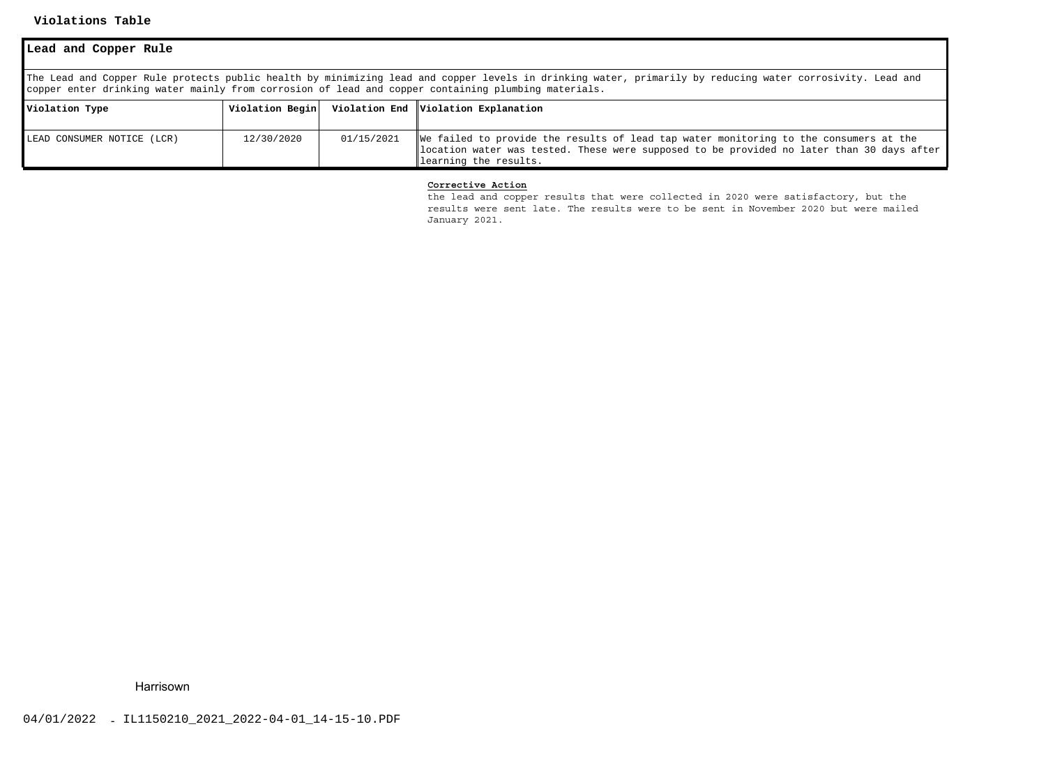**Violations Table**

## Lead and Copper Rule

The Lead and Copper Rule protects public health by minimizing lead and copper levels in drinking water, primarily by reducing water corrosivity. Lead and copper enter drinking water mainly from corrosion of lead and copper containing plumbing materials.

| Violation Type | Violation Begin | Violation End | Violation Explanation |
|---|---|---|---|
| LEAD CONSUMER NOTICE (LCR) | 12/30/2020 | 01/15/2021 | We failed to provide the results of lead tap water monitoring to the consumers at the location water was tested. These were supposed to be provided no later than 30 days after learning the results. |

**Corrective Action**

the lead and copper results that were collected in 2020 were satisfactory, but the results were sent late. The results were to be sent in November 2020 but were mailed January 2021.

Harrisown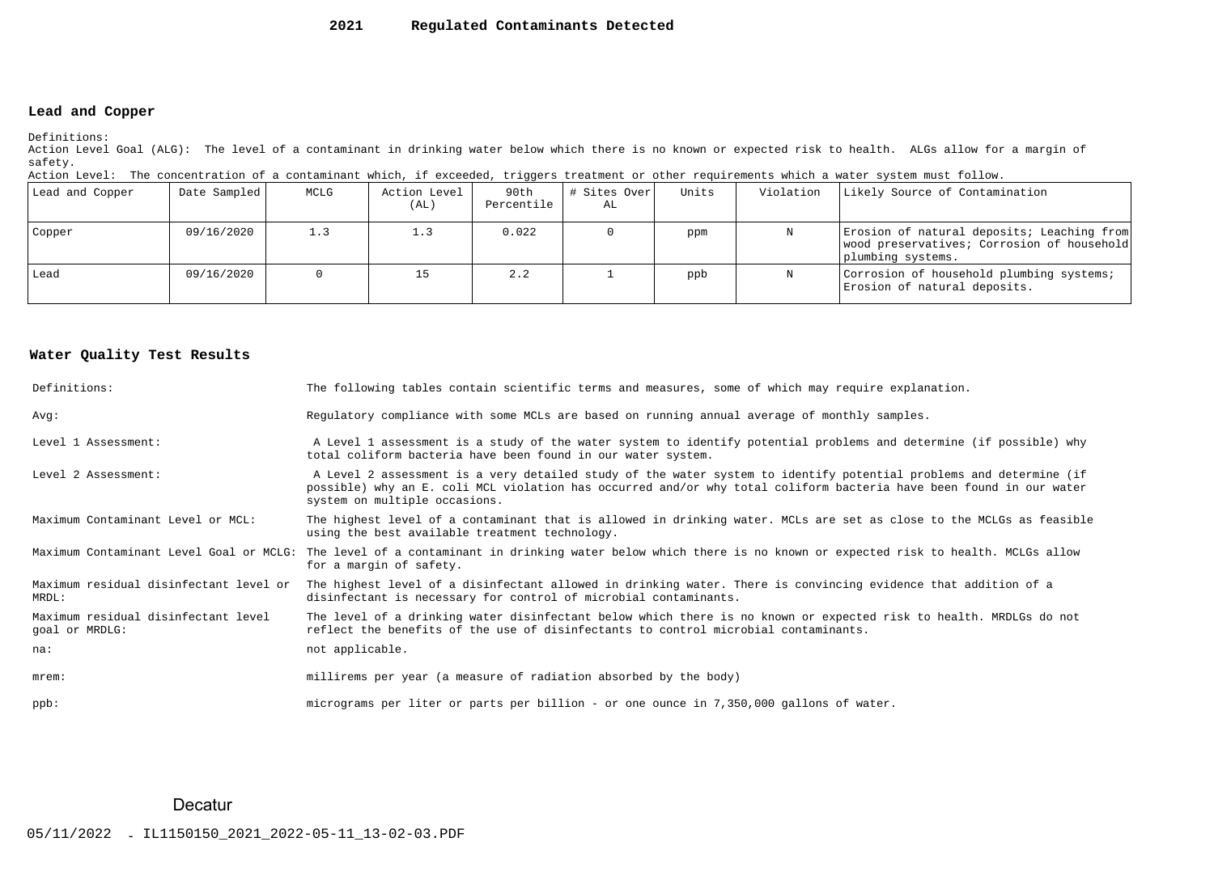# 2021 Regulated Contaminants Detected

## Lead and Copper

Definitions:
Action Level Goal (ALG): The level of a contaminant in drinking water below which there is no known or expected risk to health. ALGs allow for a margin of safety.
Action Level: The concentration of a contaminant which, if exceeded, triggers treatment or other requirements which a water system must follow.

| Lead and Copper | Date Sampled | MCLG | Action Level (AL) | 90th Percentile | # Sites Over AL | Units | Violation | Likely Source of Contamination |
|---|---|---|---|---|---|---|---|---|
| Copper | 09/16/2020 | 1.3 | 1.3 | 0.022 | 0 | ppm | N | Erosion of natural deposits; Leaching from wood preservatives; Corrosion of household plumbing systems. |
| Lead | 09/16/2020 | 0 | 15 | 2.2 | 1 | ppb | N | Corrosion of household plumbing systems; Erosion of natural deposits. |

## Water Quality Test Results

| | |
|---|---|
| Definitions: | The following tables contain scientific terms and measures, some of which may require explanation. |
| Avg: | Regulatory compliance with some MCLs are based on running annual average of monthly samples. |
| Level 1 Assessment: | A Level 1 assessment is a study of the water system to identify potential problems and determine (if possible) why total coliform bacteria have been found in our water system. |
| Level 2 Assessment: | A Level 2 assessment is a very detailed study of the water system to identify potential problems and determine (if possible) why an E. coli MCL violation has occurred and/or why total coliform bacteria have been found in our water system on multiple occasions. |
| Maximum Contaminant Level or MCL: | The highest level of a contaminant that is allowed in drinking water. MCLs are set as close to the MCLGs as feasible using the best available treatment technology. |
| Maximum Contaminant Level Goal or MCLG: | The level of a contaminant in drinking water below which there is no known or expected risk to health. MCLGs allow for a margin of safety. |
| Maximum residual disinfectant level or MRDL: | The highest level of a disinfectant allowed in drinking water. There is convincing evidence that addition of a disinfectant is necessary for control of microbial contaminants. |
| Maximum residual disinfectant level goal or MRDLG: | The level of a drinking water disinfectant below which there is no known or expected risk to health. MRDLGs do not reflect the benefits of the use of disinfectants to control microbial contaminants. |
| na: | not applicable. |
| mrem: | millirems per year (a measure of radiation absorbed by the body) |
| ppb: | micrograms per liter or parts per billion - or one ounce in 7,350,000 gallons of water. |

Decatur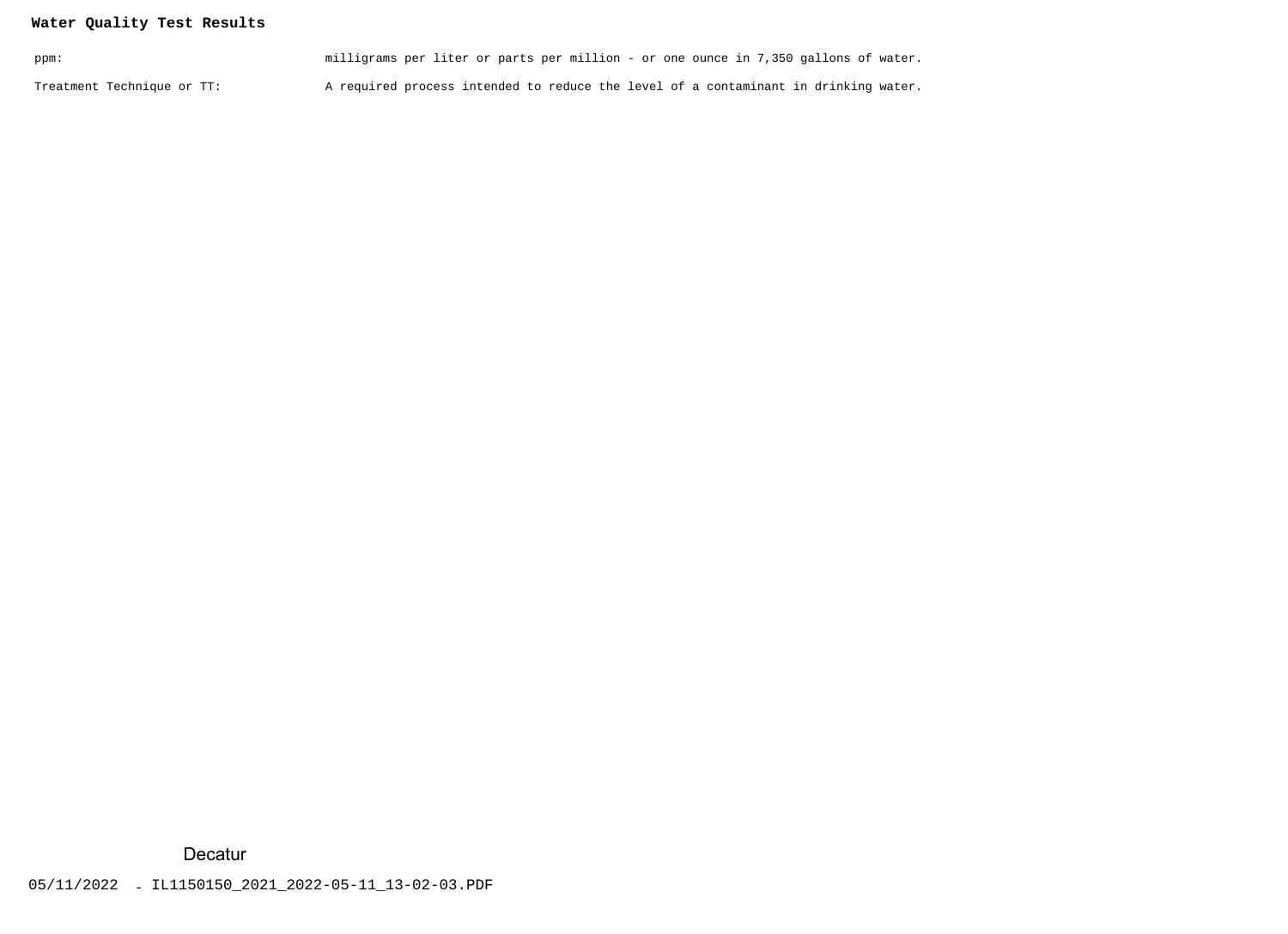**Water Quality Test Results**

| | |
|---|---|
| ppm: | milligrams per liter or parts per million - or one ounce in 7,350 gallons of water. |
| Treatment Technique or TT: | A required process intended to reduce the level of a contaminant in drinking water. |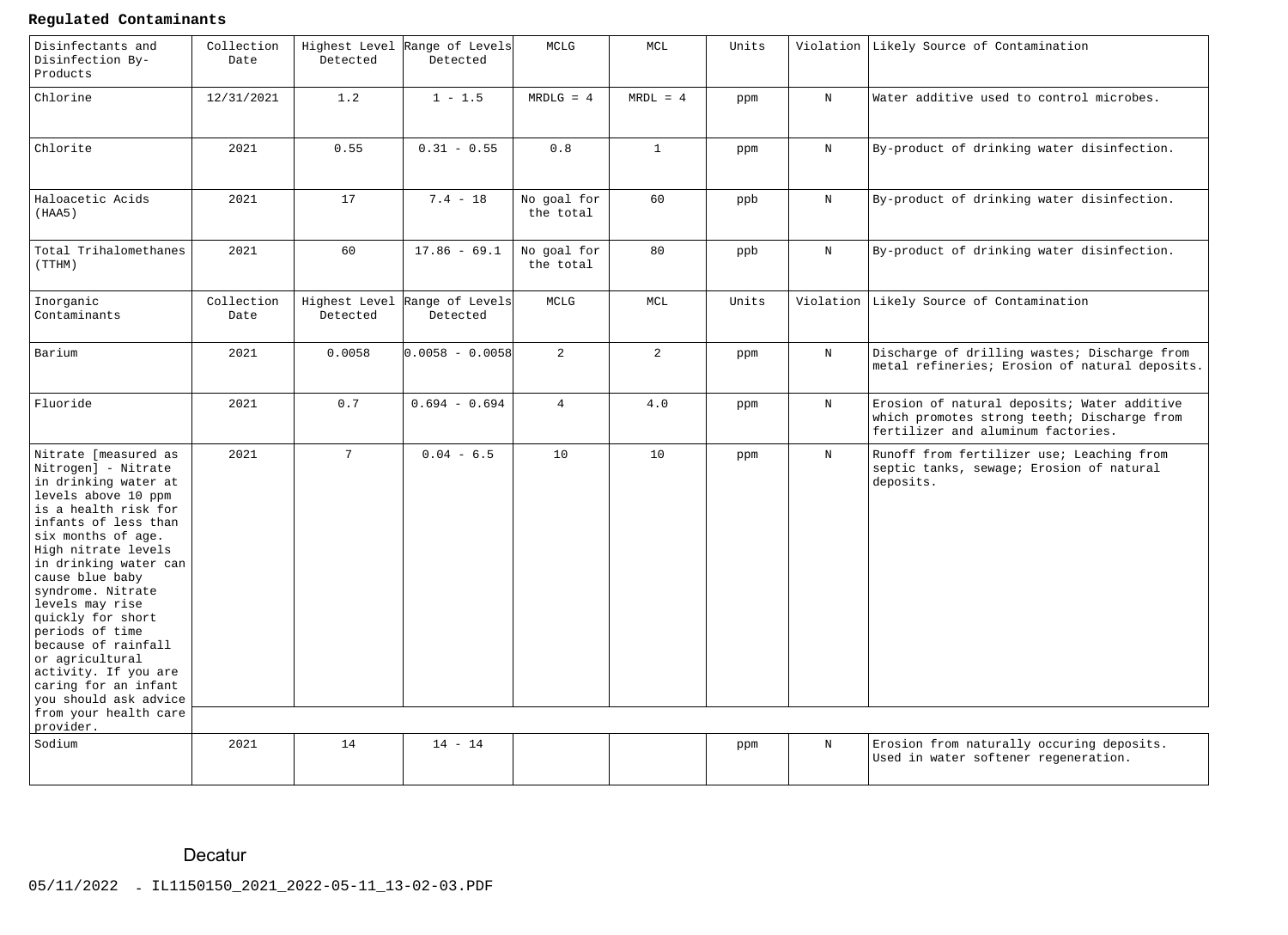**Regulated Contaminants**

| Disinfectants and Disinfection By-Products | Collection Date | Highest Level Detected | Range of Levels Detected | MCLG | MCL | Units | Violation | Likely Source of Contamination |
|---|---|---|---|---|---|---|---|---|
| Chlorine | 12/31/2021 | 1.2 | 1 - 1.5 | MRDLG = 4 | MRDL = 4 | ppm | N | Water additive used to control microbes. |
| Chlorite | 2021 | 0.55 | 0.31 - 0.55 | 0.8 | 1 | ppm | N | By-product of drinking water disinfection. |
| Haloacetic Acids (HAA5) | 2021 | 17 | 7.4 - 18 | No goal for the total | 60 | ppb | N | By-product of drinking water disinfection. |
| Total Trihalomethanes (TTHM) | 2021 | 60 | 17.86 - 69.1 | No goal for the total | 80 | ppb | N | By-product of drinking water disinfection. |
| **Inorganic Contaminants** | **Collection Date** | **Highest Level Detected** | **Range of Levels Detected** | **MCLG** | **MCL** | **Units** | **Violation** | **Likely Source of Contamination** |
| Barium | 2021 | 0.0058 | 0.0058 - 0.0058 | 2 | 2 | ppm | N | Discharge of drilling wastes; Discharge from metal refineries; Erosion of natural deposits. |
| Fluoride | 2021 | 0.7 | 0.694 - 0.694 | 4 | 4.0 | ppm | N | Erosion of natural deposits; Water additive which promotes strong teeth; Discharge from fertilizer and aluminum factories. |
| Nitrate [measured as Nitrogen] - Nitrate in drinking water at levels above 10 ppm is a health risk for infants of less than six months of age. High nitrate levels in drinking water can cause blue baby syndrome. Nitrate levels may rise quickly for short periods of time because of rainfall or agricultural activity. If you are caring for an infant you should ask advice from your health care provider. | 2021 | 7 | 0.04 - 6.5 | 10 | 10 | ppm | N | Runoff from fertilizer use; Leaching from septic tanks, sewage; Erosion of natural deposits. |
| Sodium | 2021 | 14 | 14 - 14 | | | ppm | N | Erosion from naturally occuring deposits. Used in water softener regeneration. |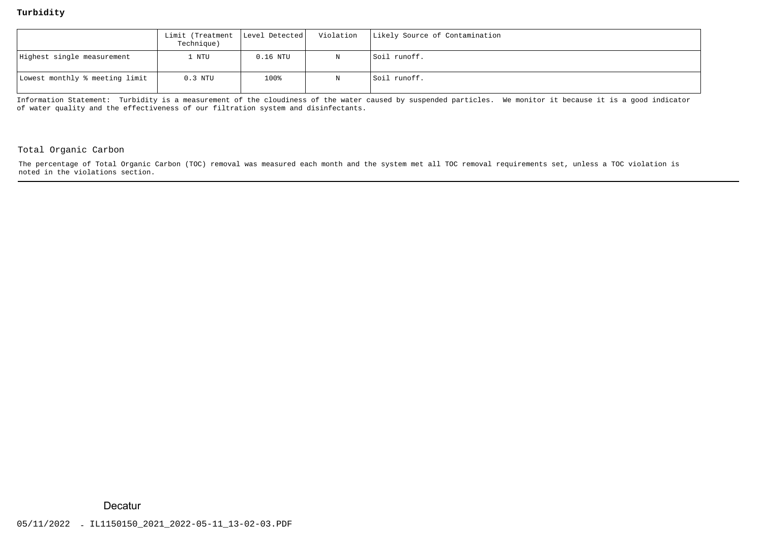**Turbidity**

| | Limit (Treatment Technique) | Level Detected | Violation | Likely Source of Contamination |
|---|---|---|---|---|
| Highest single measurement | 1 NTU | 0.16 NTU | N | Soil runoff. |
| Lowest monthly % meeting limit | 0.3 NTU | 100% | N | Soil runoff. |

Information Statement: Turbidity is a measurement of the cloudiness of the water caused by suspended particles. We monitor it because it is a good indicator of water quality and the effectiveness of our filtration system and disinfectants.

Total Organic Carbon

The percentage of Total Organic Carbon (TOC) removal was measured each month and the system met all TOC removal requirements set, unless a TOC violation is noted in the violations section.